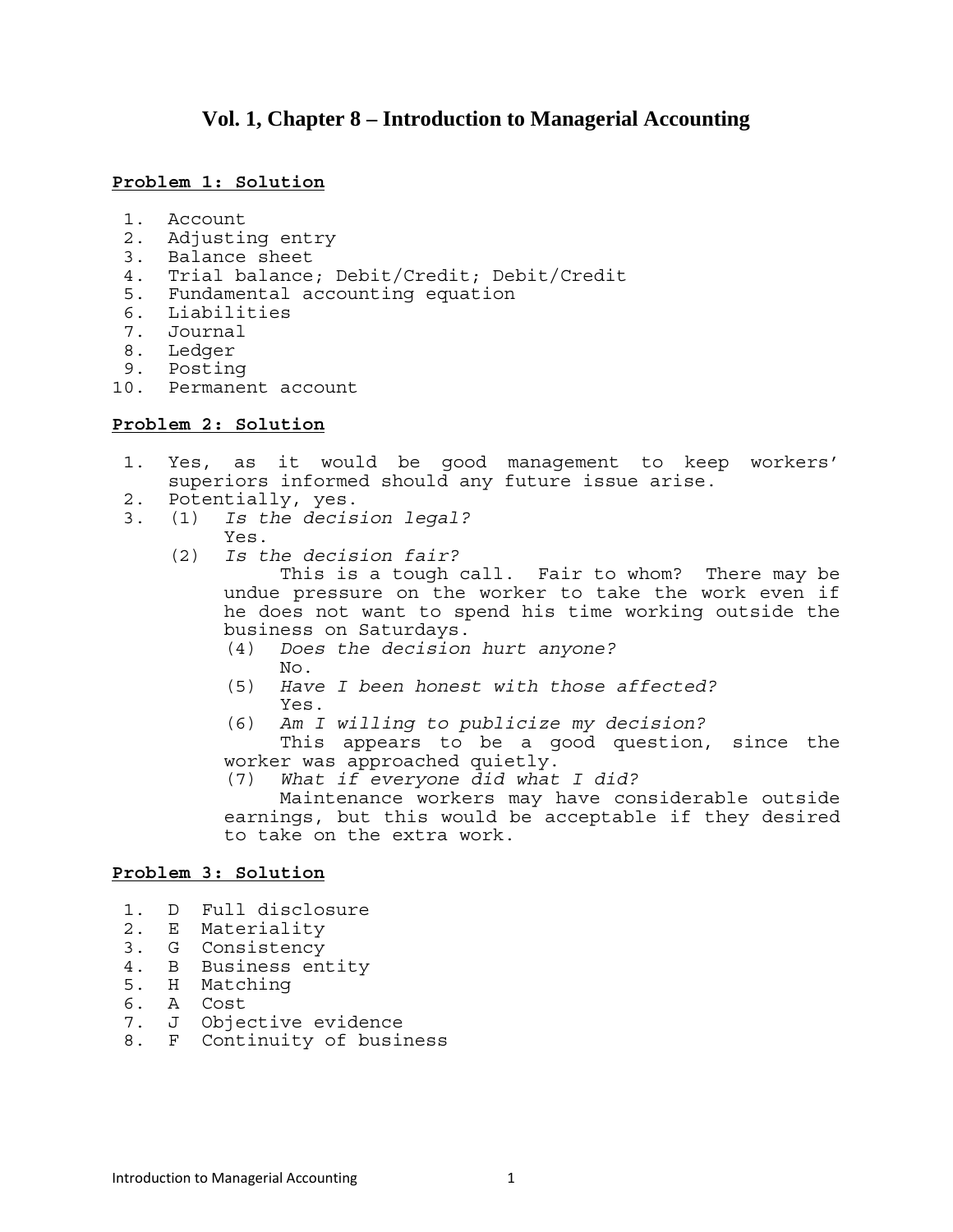# Vol. 1, Chapter 8 – Introduction to Managerial Accounting

**Problem 1: Solution**

1. Account
2. Adjusting entry
3. Balance sheet
4. Trial balance; Debit/Credit; Debit/Credit
5. Fundamental accounting equation
6. Liabilities
7. Journal
8. Ledger
9. Posting
10. Permanent account

**Problem 2: Solution**

1. Yes, as it would be good management to keep workers' superiors informed should any future issue arise.
2. Potentially, yes.
3. (1) *Is the decision legal?*
   Yes.
   (2) *Is the decision fair?*
   This is a tough call. Fair to whom? There may be undue pressure on the worker to take the work even if he does not want to spend his time working outside the business on Saturdays.
   (4) *Does the decision hurt anyone?*
   No.
   (5) *Have I been honest with those affected?*
   Yes.
   (6) *Am I willing to publicize my decision?*
   This appears to be a good question, since the worker was approached quietly.
   (7) *What if everyone did what I did?*
   Maintenance workers may have considerable outside earnings, but this would be acceptable if they desired to take on the extra work.

**Problem 3: Solution**

1. D Full disclosure
2. E Materiality
3. G Consistency
4. B Business entity
5. H Matching
6. A Cost
7. J Objective evidence
8. F Continuity of business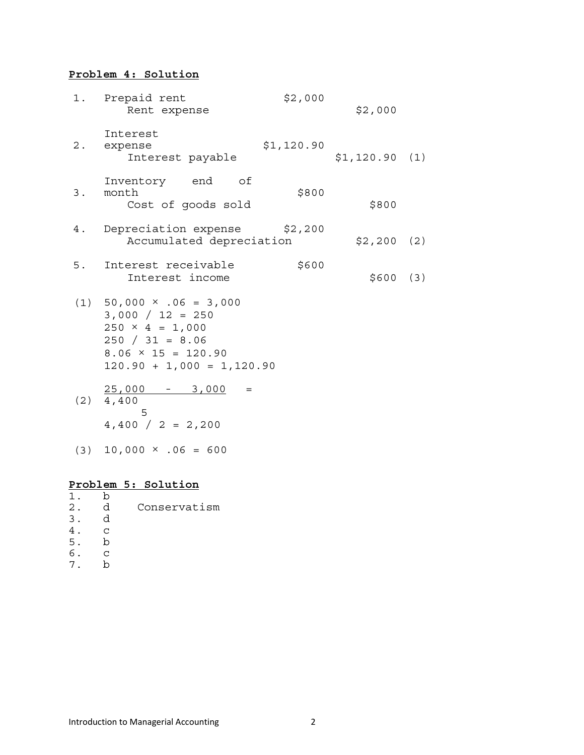**Problem 4: Solution**

| | | Debit | Credit | |
|---|---|---|---|---|
| 1. | Prepaid rent | \$2,000 | | |
| | Rent expense | | \$2,000 | |
| 2. | Interest expense | \$1,120.90 | | |
| | Interest payable | | \$1,120.90 | (1) |
| 3. | Inventory end of month | \$800 | | |
| | Cost of goods sold | | \$800 | |
| 4. | Depreciation expense | \$2,200 | | |
| | Accumulated depreciation | | \$2,200 | (2) |
| 5. | Interest receivable | \$600 | | |
| | Interest income | | \$600 | (3) |

(1) $50,000 \times .06 = 3,000$
$3,000 / 12 = 250$
$250 \times 4 = 1,000$
$250 / 31 = 8.06$
$8.06 \times 15 = 120.90$
$120.90 + 1,000 = 1,120.90$

(2) $\frac{25,000 - 3,000}{5} = 4,400$
$4,400 / 2 = 2,200$

(3) $10,000 \times .06 = 600$

**Problem 5: Solution**

1. b
2. d Conservatism
3. d
4. c
5. b
6. c
7. b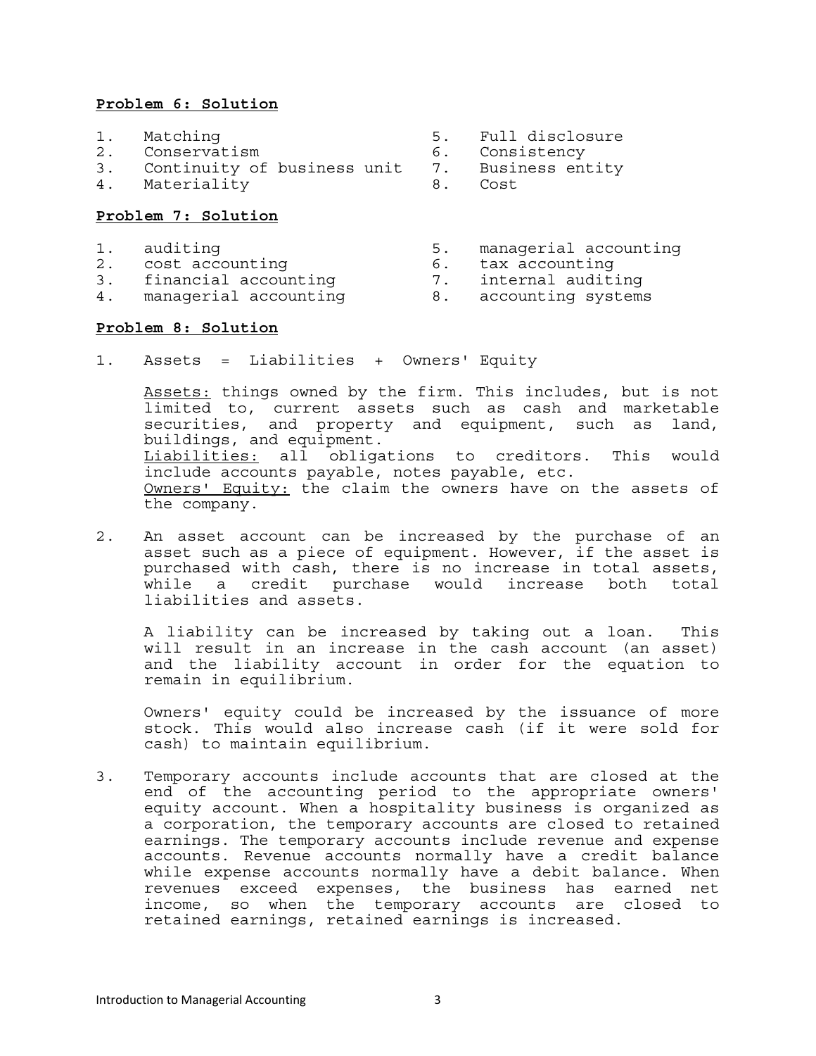**Problem 6: Solution**

1. Matching
2. Conservatism
3. Continuity of business unit
4. Materiality
5. Full disclosure
6. Consistency
7. Business entity
8. Cost

**Problem 7: Solution**

1. auditing
2. cost accounting
3. financial accounting
4. managerial accounting
5. managerial accounting
6. tax accounting
7. internal auditing
8. accounting systems

**Problem 8: Solution**

1. Assets = Liabilities + Owners' Equity

   Assets: things owned by the firm. This includes, but is not limited to, current assets such as cash and marketable securities, and property and equipment, such as land, buildings, and equipment.
   Liabilities: all obligations to creditors. This would include accounts payable, notes payable, etc.
   Owners' Equity: the claim the owners have on the assets of the company.

2. An asset account can be increased by the purchase of an asset such as a piece of equipment. However, if the asset is purchased with cash, there is no increase in total assets, while a credit purchase would increase both total liabilities and assets.

   A liability can be increased by taking out a loan. This will result in an increase in the cash account (an asset) and the liability account in order for the equation to remain in equilibrium.

   Owners' equity could be increased by the issuance of more stock. This would also increase cash (if it were sold for cash) to maintain equilibrium.

3. Temporary accounts include accounts that are closed at the end of the accounting period to the appropriate owners' equity account. When a hospitality business is organized as a corporation, the temporary accounts are closed to retained earnings. The temporary accounts include revenue and expense accounts. Revenue accounts normally have a credit balance while expense accounts normally have a debit balance. When revenues exceed expenses, the business has earned net income, so when the temporary accounts are closed to retained earnings, retained earnings is increased.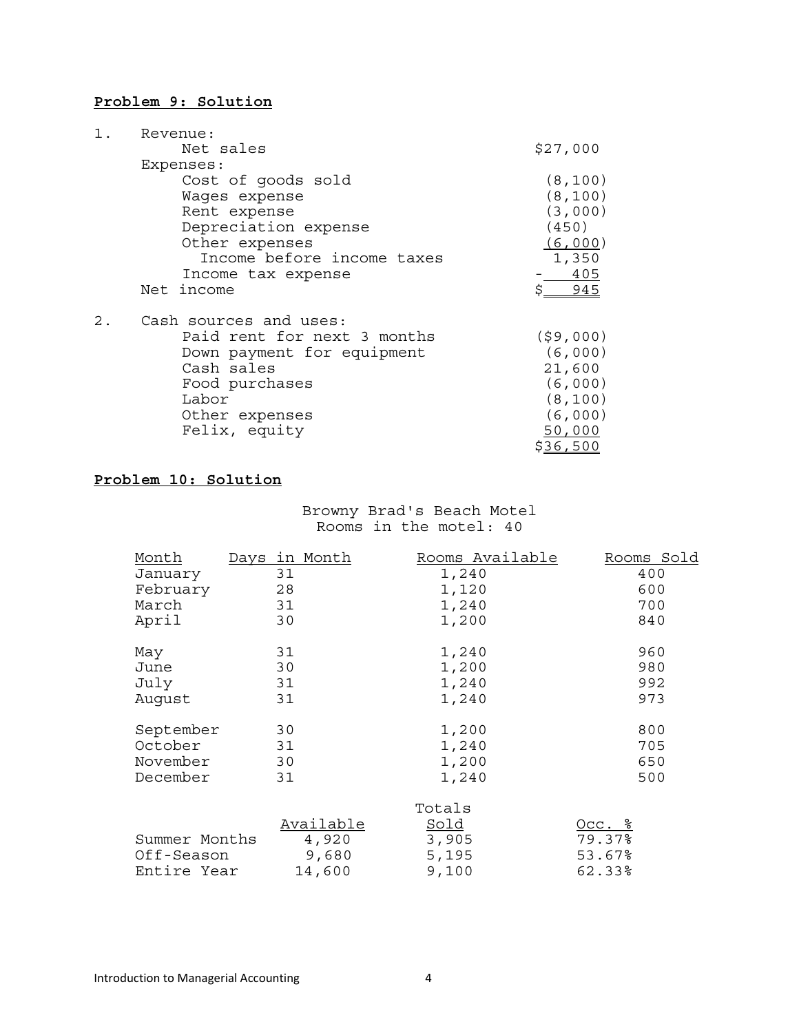**Problem 9: Solution**

1. Revenue:

| | |
|---|---|
| Revenue: | |
| Net sales | $27,000 |
| Expenses: | |
| Cost of goods sold | (8,100) |
| Wages expense | (8,100) |
| Rent expense | (3,000) |
| Depreciation expense | (450) |
| Other expenses | (6,000) |
| Income before income taxes | 1,350 |
| Income tax expense | - 405 |
| Net income | $ 945 |

2. Cash sources and uses:

| | |
|---|---|
| Cash sources and uses: | |
| Paid rent for next 3 months | ($9,000) |
| Down payment for equipment | (6,000) |
| Cash sales | 21,600 |
| Food purchases | (6,000) |
| Labor | (8,100) |
| Other expenses | (6,000) |
| Felix, equity | 50,000 |
| | $36,500 |

**Problem 10: Solution**

Browny Brad's Beach Motel
Rooms in the motel: 40

| Month | Days in Month | Rooms Available | Rooms Sold |
|---|---|---|---|
| January | 31 | 1,240 | 400 |
| February | 28 | 1,120 | 600 |
| March | 31 | 1,240 | 700 |
| April | 30 | 1,200 | 840 |
| May | 31 | 1,240 | 960 |
| June | 30 | 1,200 | 980 |
| July | 31 | 1,240 | 992 |
| August | 31 | 1,240 | 973 |
| September | 30 | 1,200 | 800 |
| October | 31 | 1,240 | 705 |
| November | 30 | 1,200 | 650 |
| December | 31 | 1,240 | 500 |

Totals

| | Available | Sold | Occ. % |
|---|---|---|---|
| Summer Months | 4,920 | 3,905 | 79.37% |
| Off-Season | 9,680 | 5,195 | 53.67% |
| Entire Year | 14,600 | 9,100 | 62.33% |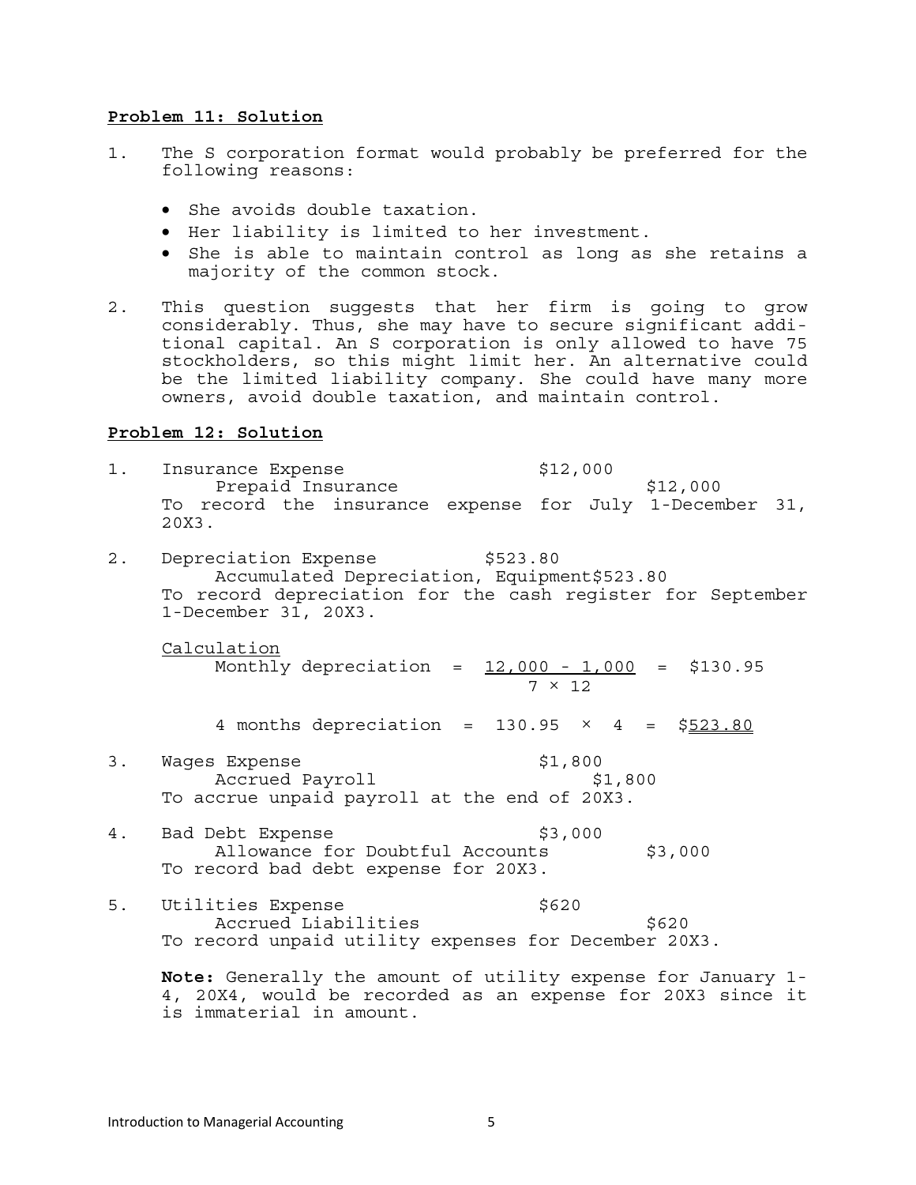**Problem 11: Solution**

1. The S corporation format would probably be preferred for the following reasons:

   - She avoids double taxation.
   - Her liability is limited to her investment.
   - She is able to maintain control as long as she retains a majority of the common stock.

2. This question suggests that her firm is going to grow considerably. Thus, she may have to secure significant additional capital. An S corporation is only allowed to have 75 stockholders, so this might limit her. An alternative could be the limited liability company. She could have many more owners, avoid double taxation, and maintain control.

**Problem 12: Solution**

1. 

| | | |
|---|---|---|
| Insurance Expense | $12,000 | |
| Prepaid Insurance | | $12,000 |

   To record the insurance expense for July 1-December 31, 20X3.

2. 

| | | |
|---|---|---|
| Depreciation Expense | $523.80 | |
| Accumulated Depreciation, Equipment | | $523.80 |

   To record depreciation for the cash register for September 1-December 31, 20X3.

   Calculation

   $$\text{Monthly depreciation} = \frac{12{,}000 - 1{,}000}{7 \times 12} = \$130.95$$

   $$\text{4 months depreciation} = 130.95 \times 4 = \$523.80$$

3. 

| | | |
|---|---|---|
| Wages Expense | $1,800 | |
| Accrued Payroll | | $1,800 |

   To accrue unpaid payroll at the end of 20X3.

4. 

| | | |
|---|---|---|
| Bad Debt Expense | $3,000 | |
| Allowance for Doubtful Accounts | | $3,000 |

   To record bad debt expense for 20X3.

5. 

| | | |
|---|---|---|
| Utilities Expense | $620 | |
| Accrued Liabilities | | $620 |

   To record unpaid utility expenses for December 20X3.

   **Note:** Generally the amount of utility expense for January 1-4, 20X4, would be recorded as an expense for 20X3 since it is immaterial in amount.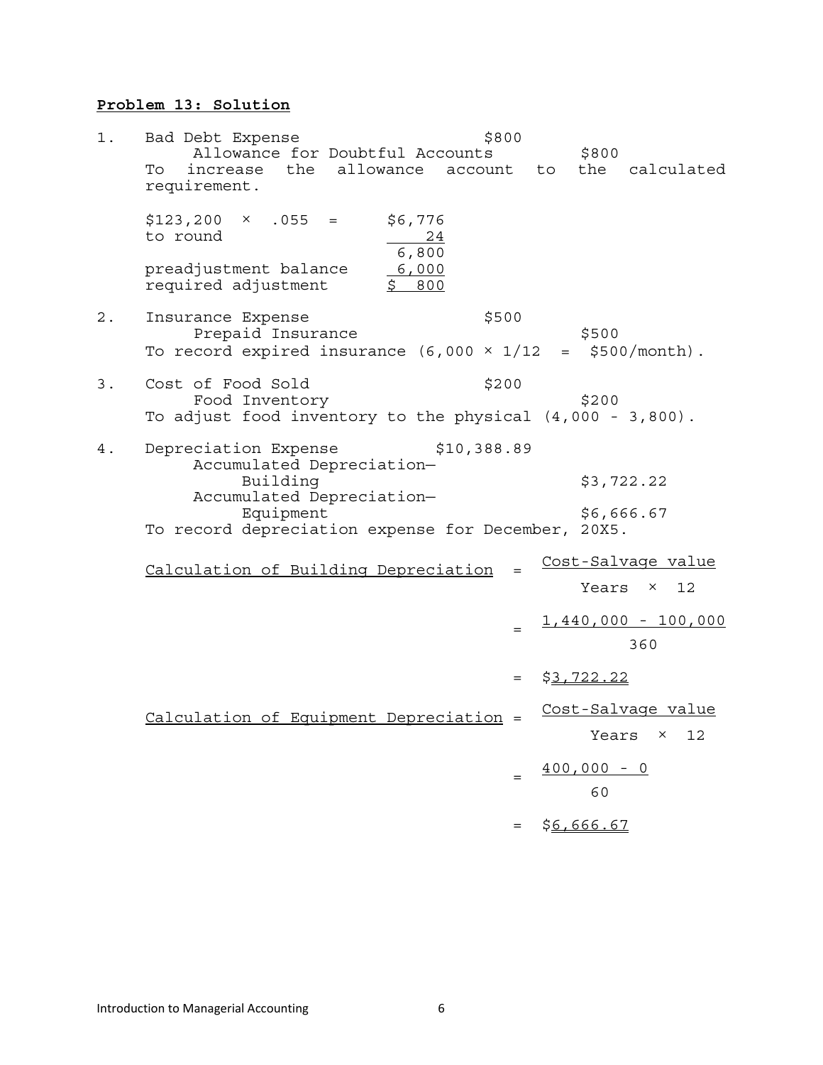**Problem 13: Solution**

1. Bad Debt Expense $800
   Allowance for Doubtful Accounts $800
   To increase the allowance account to the calculated requirement.

| | |
|---|---|
| \$123,200 × .055 = | \$6,776 |
| to round | 24 |
| | 6,800 |
| preadjustment balance | 6,000 |
| required adjustment | \$ 800 |

2. Insurance Expense $500
   Prepaid Insurance $500
   To record expired insurance (6,000 × 1/12 = $500/month).

3. Cost of Food Sold $200
   Food Inventory $200
   To adjust food inventory to the physical (4,000 - 3,800).

4. Depreciation Expense $10,388.89
   Accumulated Depreciation—Building $3,722.22
   Accumulated Depreciation—Equipment $6,666.67
   To record depreciation expense for December, 20X5.

$$\text{Calculation of Building Depreciation} = \frac{\text{Cost-Salvage value}}{\text{Years} \times 12} = \frac{1{,}440{,}000 - 100{,}000}{360} = \$3{,}722.22$$

$$\text{Calculation of Equipment Depreciation} = \frac{\text{Cost-Salvage value}}{\text{Years} \times 12} = \frac{400{,}000 - 0}{60} = \$6{,}666.67$$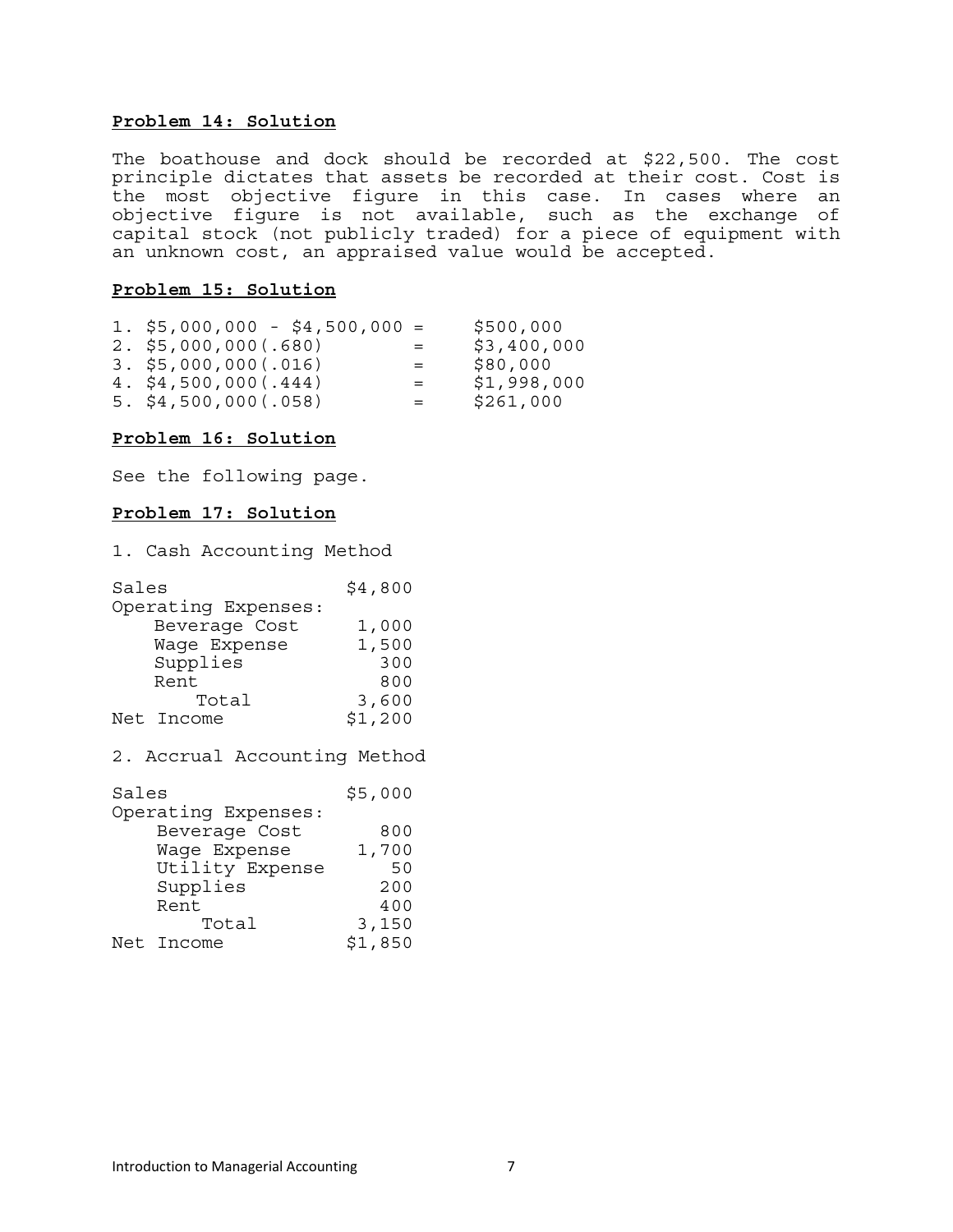**Problem 14: Solution**

The boathouse and dock should be recorded at $22,500. The cost principle dictates that assets be recorded at their cost. Cost is the most objective figure in this case. In cases where an objective figure is not available, such as the exchange of capital stock (not publicly traded) for a piece of equipment with an unknown cost, an appraised value would be accepted.

**Problem 15: Solution**

1. $5,000,000 - $4,500,000 = $500,000
2. $5,000,000(.680) = $3,400,000
3. $5,000,000(.016) = $80,000
4. $4,500,000(.444) = $1,998,000
5. $4,500,000(.058) = $261,000

**Problem 16: Solution**

See the following page.

**Problem 17: Solution**

1. Cash Accounting Method

| | |
|---|---|
| Sales | $4,800 |
| Operating Expenses: | |
| Beverage Cost | 1,000 |
| Wage Expense | 1,500 |
| Supplies | 300 |
| Rent | 800 |
| Total | 3,600 |
| Net Income | $1,200 |

2. Accrual Accounting Method

| | |
|---|---|
| Sales | $5,000 |
| Operating Expenses: | |
| Beverage Cost | 800 |
| Wage Expense | 1,700 |
| Utility Expense | 50 |
| Supplies | 200 |
| Rent | 400 |
| Total | 3,150 |
| Net Income | $1,850 |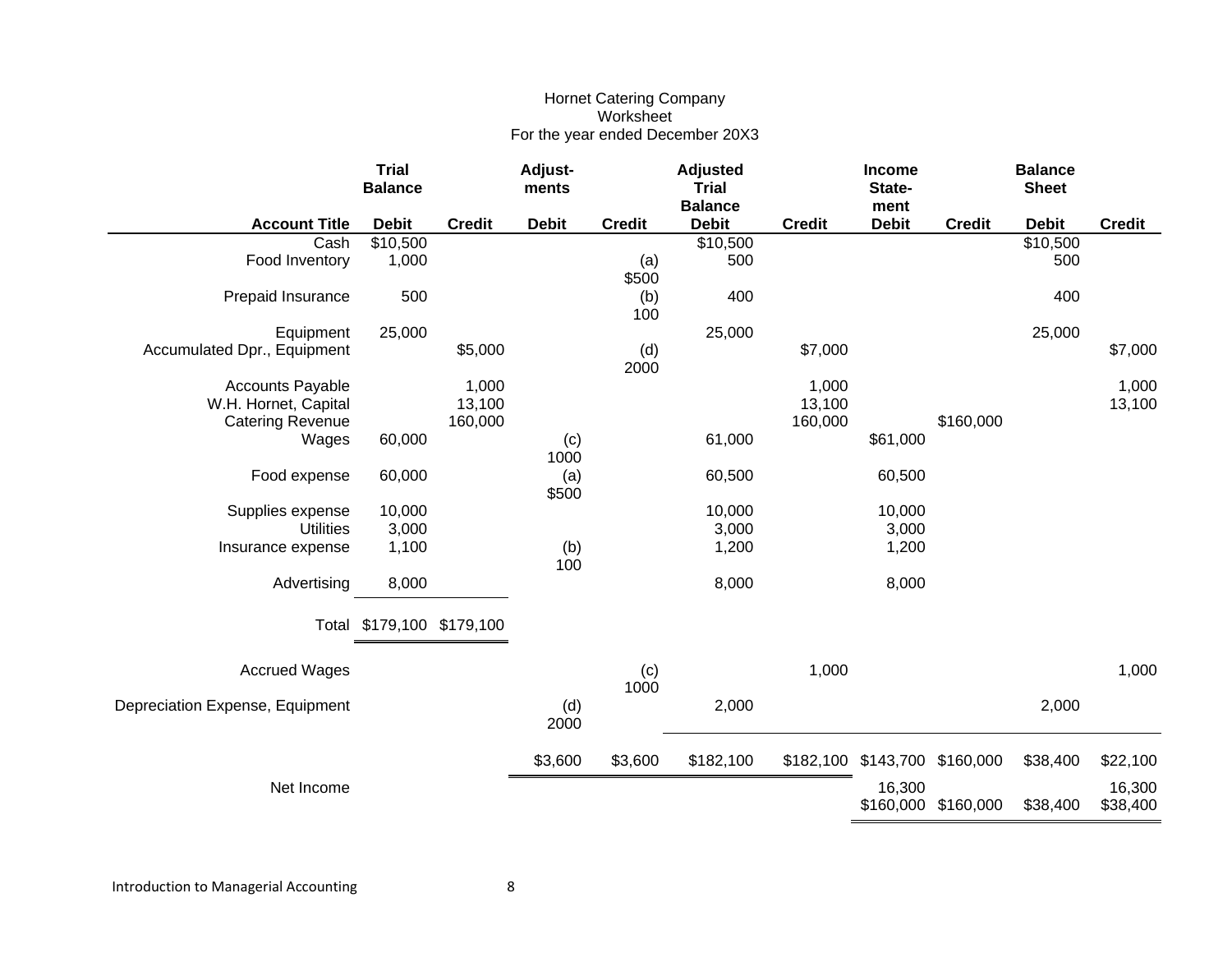Hornet Catering Company
Worksheet
For the year ended December 20X3

| Account Title | Trial Balance Debit | Trial Balance Credit | Adjustments Debit | Adjustments Credit | Adjusted Trial Balance Debit | Adjusted Trial Balance Credit | Income Statement Debit | Income Statement Credit | Balance Sheet Debit | Balance Sheet Credit |
|---|---|---|---|---|---|---|---|---|---|---|
| Cash | $10,500 | | | | $10,500 | | | | $10,500 | |
| Food Inventory | 1,000 | | | (a) $500 | 500 | | | | 500 | |
| Prepaid Insurance | 500 | | | (b) 100 | 400 | | | | 400 | |
| Equipment | 25,000 | | | | 25,000 | | | | 25,000 | |
| Accumulated Dpr., Equipment | | $5,000 | | (d) 2000 | | $7,000 | | | | $7,000 |
| Accounts Payable | | 1,000 | | | | 1,000 | | | | 1,000 |
| W.H. Hornet, Capital | | 13,100 | | | | 13,100 | | | | 13,100 |
| Catering Revenue | | 160,000 | | | | 160,000 | | $160,000 | | |
| Wages | 60,000 | | (c) 1000 | | 61,000 | | $61,000 | | | |
| Food expense | 60,000 | | (a) $500 | | 60,500 | | 60,500 | | | |
| Supplies expense | 10,000 | | | | 10,000 | | 10,000 | | | |
| Utilities | 3,000 | | | | 3,000 | | 3,000 | | | |
| Insurance expense | 1,100 | | (b) 100 | | 1,200 | | 1,200 | | | |
| Advertising | 8,000 | | | | 8,000 | | 8,000 | | | |
| Total | $179,100 | $179,100 | | | | | | | | |
| Accrued Wages | | | | (c) 1000 | | 1,000 | | | | 1,000 |
| Depreciation Expense, Equipment | | | (d) 2000 | | 2,000 | | | | 2,000 | |
| | | | $3,600 | $3,600 | $182,100 | $182,100 | $143,700 | $160,000 | $38,400 | $22,100 |
| Net Income | | | | | | | 16,300 | | | 16,300 |
| | | | | | | | $160,000 | $160,000 | $38,400 | $38,400 |